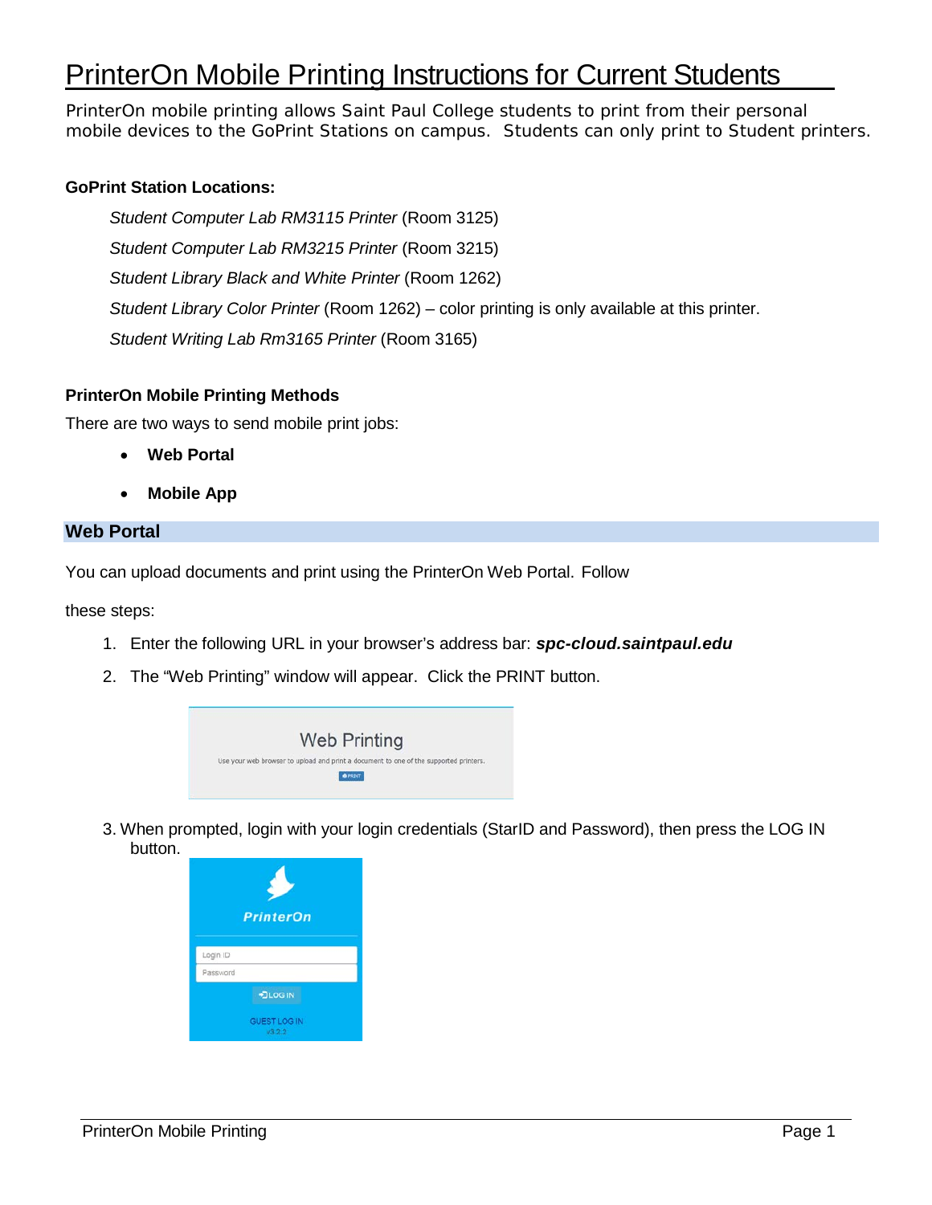# PrinterOn Mobile Printing Instructions for Current Students

PrinterOn mobile printing allows Saint Paul College students to print from their personal mobile devices to the GoPrint Stations on campus. Students can only print to Student printers.

**GoPrint Station Locations:**

*Student Computer Lab RM3115 Printer* (Room 3125)

*Student Computer Lab RM3215 Printer* (Room 3215)

*Student Library Black and White Printer* (Room 1262)

*Student Library Color Printer* (Room 1262) – color printing is only available at this printer.

*Student Writing Lab Rm3165 Printer* (Room 3165)

**PrinterOn Mobile Printing Methods**

There are two ways to send mobile print jobs:

- **Web Portal**
- **Mobile App**

## Web Portal

You can upload documents and print using the PrinterOn Web Portal. Follow

these steps:

1. Enter the following URL in your browser's address bar: ***spc-cloud.saintpaul.edu***
2. The "Web Printing" window will appear. Click the PRINT button.

Web Printing

Use your web browser to upload and print a document to one of the supported printers.

PRINT

3. When prompted, login with your login credentials (StarID and Password), then press the LOG IN button.

PrinterOn

Login ID

Password

LOG IN

GUEST LOG IN

v3.2.2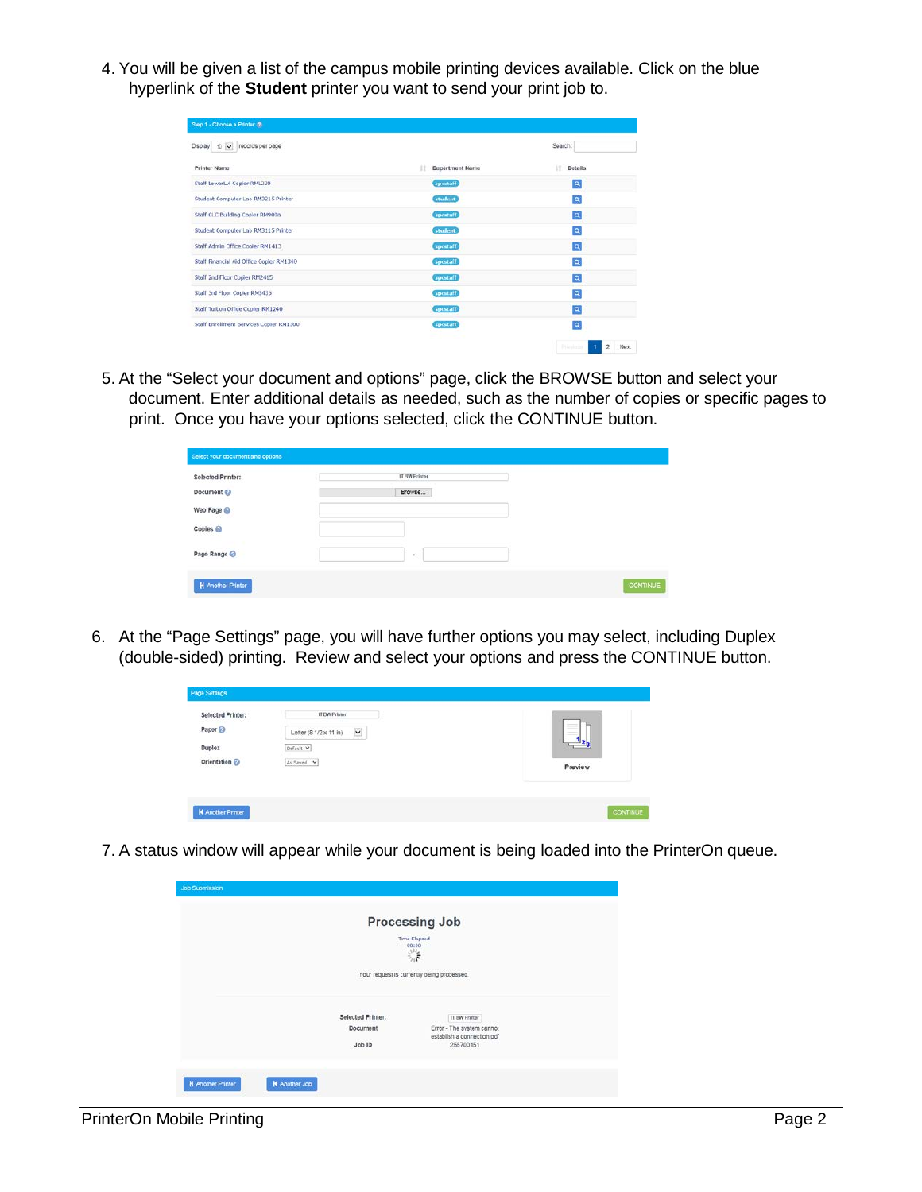4. You will be given a list of the campus mobile printing devices available. Click on the blue hyperlink of the **Student** printer you want to send your print job to.

5. At the "Select your document and options" page, click the BROWSE button and select your document. Enter additional details as needed, such as the number of copies or specific pages to print. Once you have your options selected, click the CONTINUE button.

6. At the "Page Settings" page, you will have further options you may select, including Duplex (double-sided) printing. Review and select your options and press the CONTINUE button.

7. A status window will appear while your document is being loaded into the PrinterOn queue.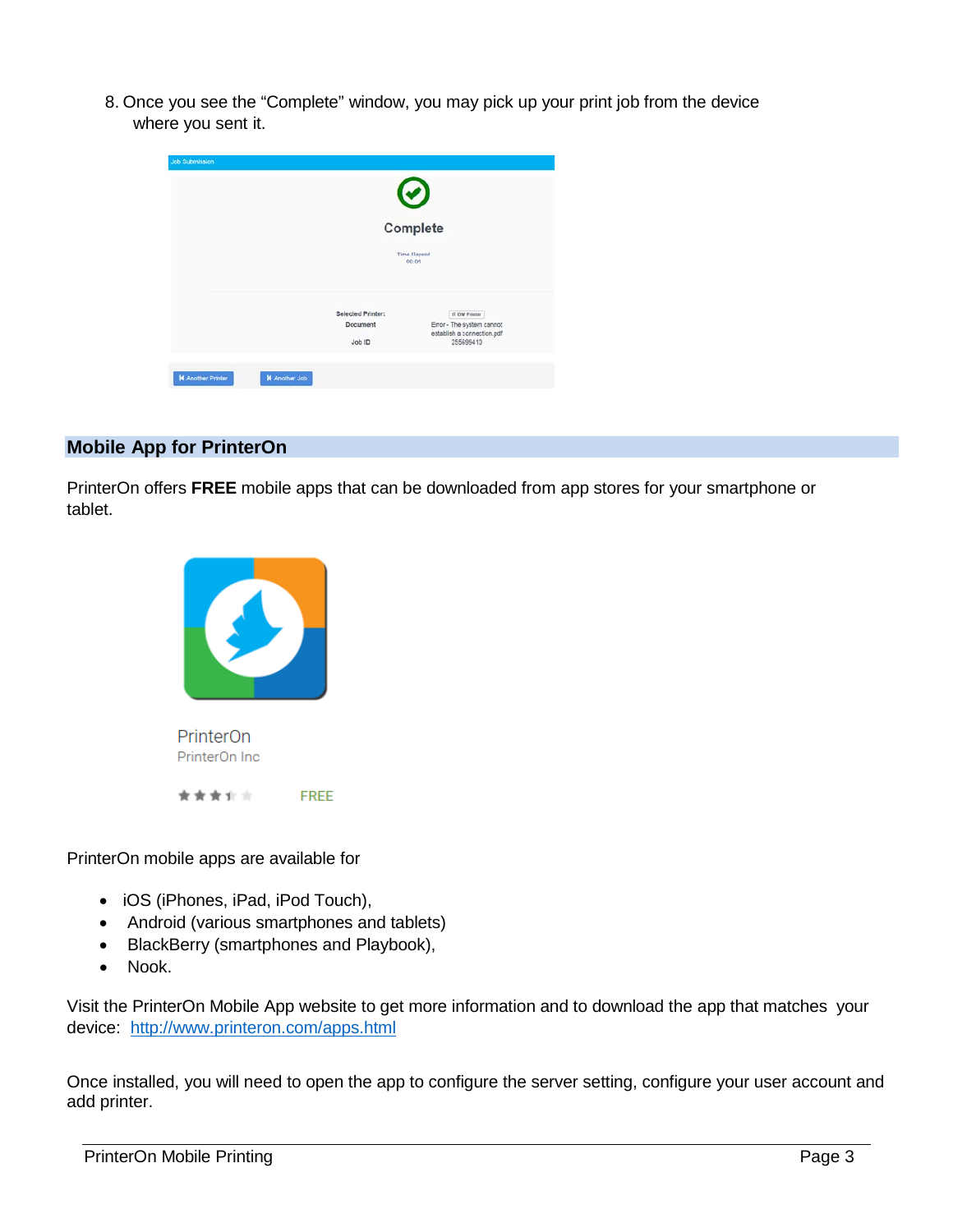8. Once you see the "Complete" window, you may pick up your print job from the device where you sent it.

## Mobile App for PrinterOn

PrinterOn offers **FREE** mobile apps that can be downloaded from app stores for your smartphone or tablet.

PrinterOn mobile apps are available for

- iOS (iPhones, iPad, iPod Touch),
- Android (various smartphones and tablets)
- BlackBerry (smartphones and Playbook),
- Nook.

Visit the PrinterOn Mobile App website to get more information and to download the app that matches your device: http://www.printeron.com/apps.html

Once installed, you will need to open the app to configure the server setting, configure your user account and add printer.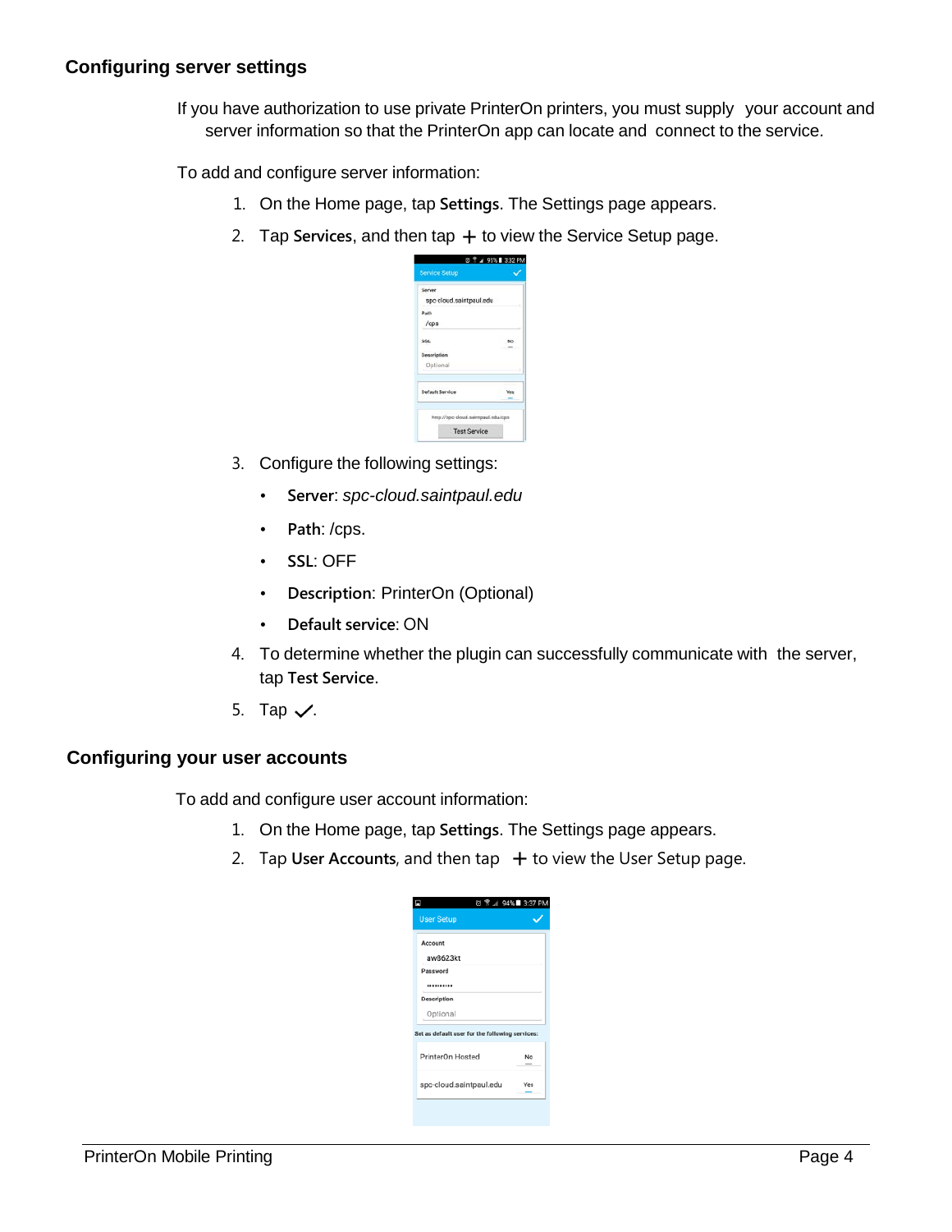## Configuring server settings

If you have authorization to use private PrinterOn printers, you must supply your account and server information so that the PrinterOn app can locate and connect to the service.

To add and configure server information:

1. On the Home page, tap **Settings**. The Settings page appears.
2. Tap **Services**, and then tap + to view the Service Setup page.
3. Configure the following settings:
   - **Server**: *spc-cloud.saintpaul.edu*
   - **Path**: /cps.
   - **SSL**: OFF
   - **Description**: PrinterOn (Optional)
   - **Default service**: ON
4. To determine whether the plugin can successfully communicate with the server, tap **Test Service**.
5. Tap ✓.

## Configuring your user accounts

To add and configure user account information:

1. On the Home page, tap **Settings**. The Settings page appears.
2. Tap **User Accounts**, and then tap + to view the User Setup page.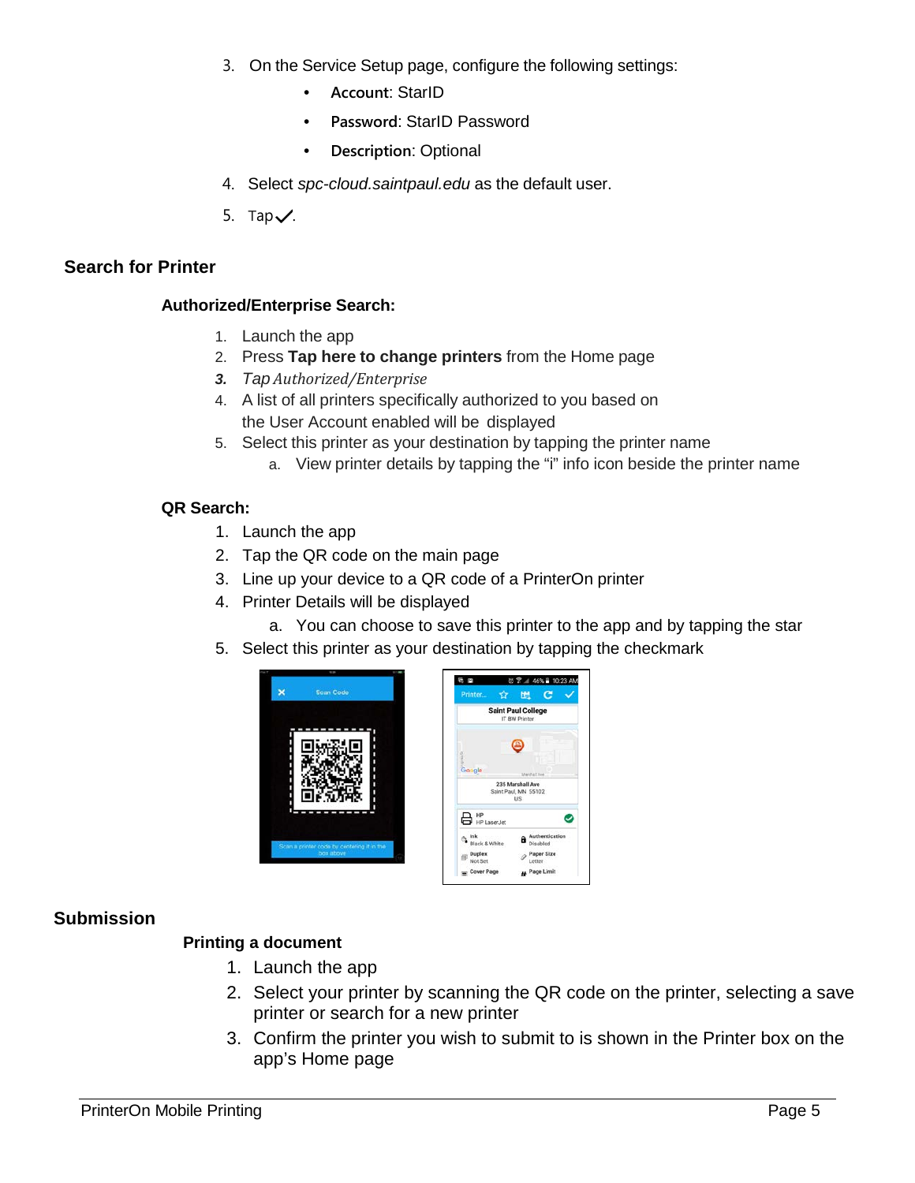3. On the Service Setup page, configure the following settings:
    - **Account**: StarID
    - **Password**: StarID Password
    - **Description**: Optional
4. Select *spc-cloud.saintpaul.edu* as the default user.
5. Tap ✓.

## Search for Printer

### Authorized/Enterprise Search:

1. Launch the app
2. Press **Tap here to change printers** from the Home page
3. *Tap Authorized/Enterprise*
4. A list of all printers specifically authorized to you based on the User Account enabled will be displayed
5. Select this printer as your destination by tapping the printer name
    a. View printer details by tapping the "i" info icon beside the printer name

### QR Search:

1. Launch the app
2. Tap the QR code on the main page
3. Line up your device to a QR code of a PrinterOn printer
4. Printer Details will be displayed
    a. You can choose to save this printer to the app and by tapping the star
5. Select this printer as your destination by tapping the checkmark

## Submission

### Printing a document

1. Launch the app
2. Select your printer by scanning the QR code on the printer, selecting a save printer or search for a new printer
3. Confirm the printer you wish to submit to is shown in the Printer box on the app's Home page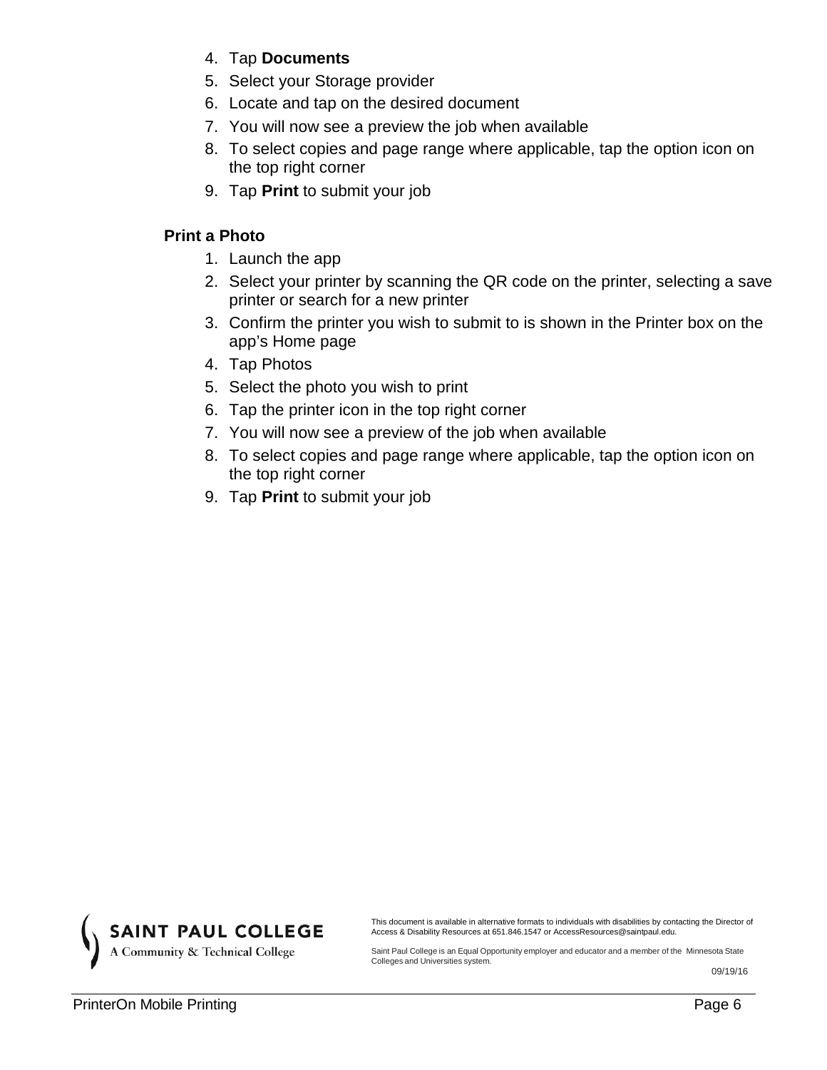4. Tap **Documents**
5. Select your Storage provider
6. Locate and tap on the desired document
7. You will now see a preview the job when available
8. To select copies and page range where applicable, tap the option icon on the top right corner
9. Tap **Print** to submit your job

**Print a Photo**

1. Launch the app
2. Select your printer by scanning the QR code on the printer, selecting a save printer or search for a new printer
3. Confirm the printer you wish to submit to is shown in the Printer box on the app's Home page
4. Tap Photos
5. Select the photo you wish to print
6. Tap the printer icon in the top right corner
7. You will now see a preview of the job when available
8. To select copies and page range where applicable, tap the option icon on the top right corner
9. Tap **Print** to submit your job

**SAINT PAUL COLLEGE**
A Community & Technical College

This document is available in alternative formats to individuals with disabilities by contacting the Director of Access & Disability Resources at 651.846.1547 or AccessResources@saintpaul.edu.

Saint Paul College is an Equal Opportunity employer and educator and a member of the Minnesota State Colleges and Universities system.

09/19/16